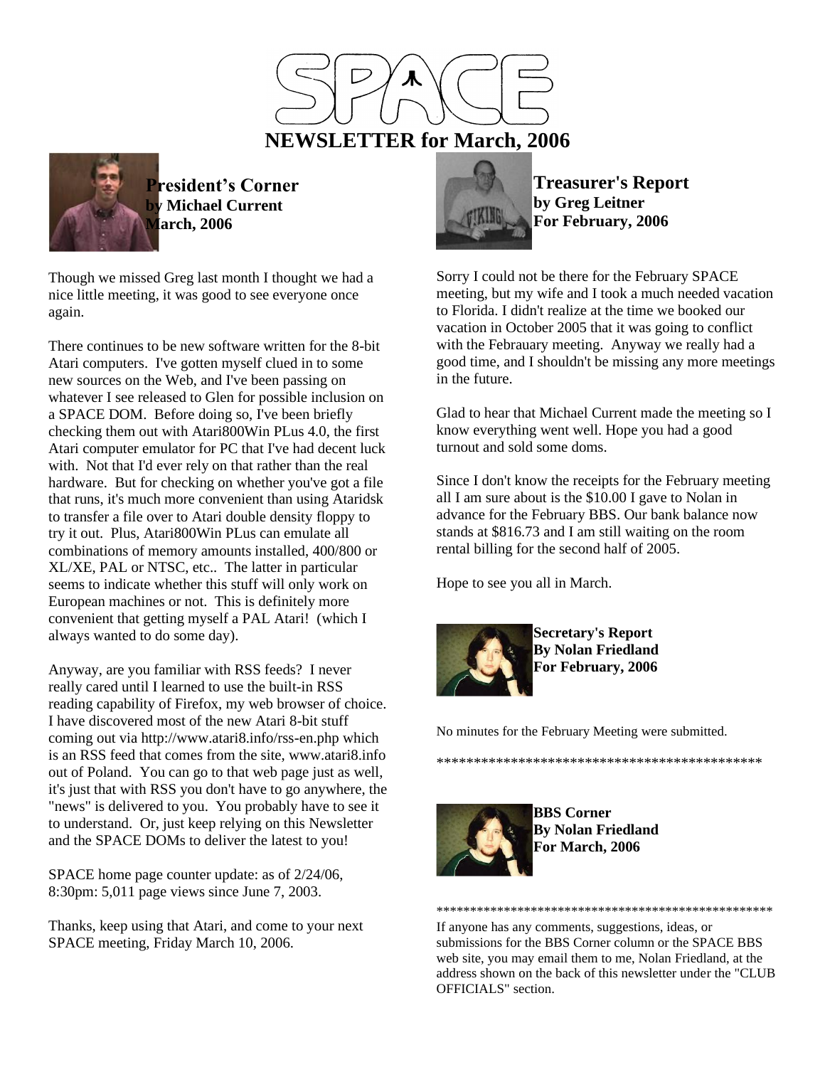# SPACE

# NEWSLETTER for March, 2006

## President's Corner
**by Michael Current**
**March, 2006**

Though we missed Greg last month I thought we had a nice little meeting, it was good to see everyone once again.

There continues to be new software written for the 8-bit Atari computers. I've gotten myself clued in to some new sources on the Web, and I've been passing on whatever I see released to Glen for possible inclusion on a SPACE DOM. Before doing so, I've been briefly checking them out with Atari800Win PLus 4.0, the first Atari computer emulator for PC that I've had decent luck with. Not that I'd ever rely on that rather than the real hardware. But for checking on whether you've got a file that runs, it's much more convenient than using Ataridsk to transfer a file over to Atari double density floppy to try it out. Plus, Atari800Win PLus can emulate all combinations of memory amounts installed, 400/800 or XL/XE, PAL or NTSC, etc.. The latter in particular seems to indicate whether this stuff will only work on European machines or not. This is definitely more convenient that getting myself a PAL Atari! (which I always wanted to do some day).

Anyway, are you familiar with RSS feeds? I never really cared until I learned to use the built-in RSS reading capability of Firefox, my web browser of choice. I have discovered most of the new Atari 8-bit stuff coming out via http://www.atari8.info/rss-en.php which is an RSS feed that comes from the site, www.atari8.info out of Poland. You can go to that web page just as well, it's just that with RSS you don't have to go anywhere, the "news" is delivered to you. You probably have to see it to understand. Or, just keep relying on this Newsletter and the SPACE DOMs to deliver the latest to you!

SPACE home page counter update: as of 2/24/06, 8:30pm: 5,011 page views since June 7, 2003.

Thanks, keep using that Atari, and come to your next SPACE meeting, Friday March 10, 2006.

## Treasurer's Report
**by Greg Leitner**
**For February, 2006**

Sorry I could not be there for the February SPACE meeting, but my wife and I took a much needed vacation to Florida. I didn't realize at the time we booked our vacation in October 2005 that it was going to conflict with the Febrauary meeting. Anyway we really had a good time, and I shouldn't be missing any more meetings in the future.

Glad to hear that Michael Current made the meeting so I know everything went well. Hope you had a good turnout and sold some doms.

Since I don't know the receipts for the February meeting all I am sure about is the $10.00 I gave to Nolan in advance for the February BBS. Our bank balance now stands at $816.73 and I am still waiting on the room rental billing for the second half of 2005.

Hope to see you all in March.

## Secretary's Report
**By Nolan Friedland**
**For February, 2006**

No minutes for the February Meeting were submitted.

*********************************************

## BBS Corner
**By Nolan Friedland**
**For March, 2006**

**************************************************

If anyone has any comments, suggestions, ideas, or submissions for the BBS Corner column or the SPACE BBS web site, you may email them to me, Nolan Friedland, at the address shown on the back of this newsletter under the "CLUB OFFICIALS" section.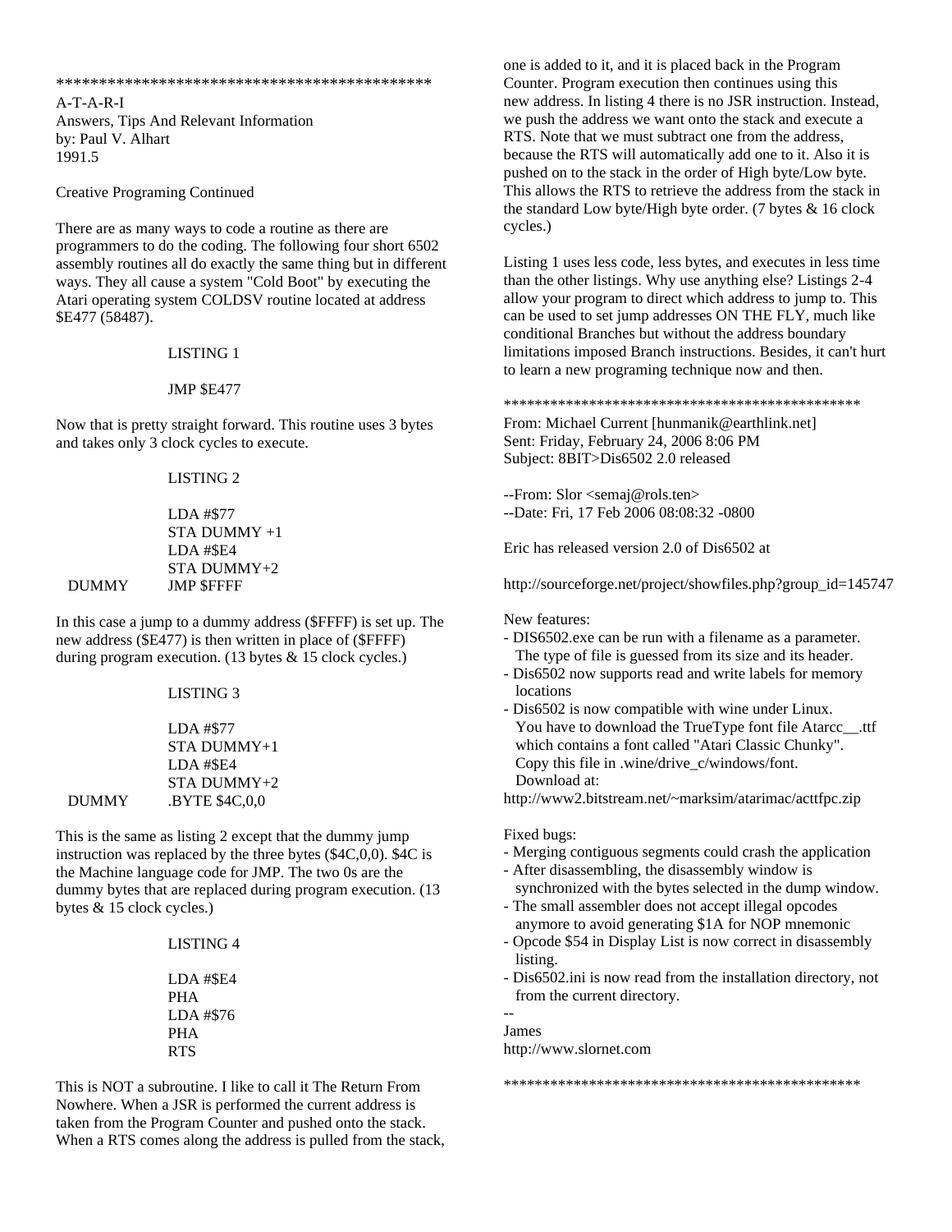*********************************************

A-T-A-R-I
Answers, Tips And Relevant Information
by: Paul V. Alhart
1991.5

Creative Programing Continued

There are as many ways to code a routine as there are programmers to do the coding. The following four short 6502 assembly routines all do exactly the same thing but in different ways. They all cause a system "Cold Boot" by executing the Atari operating system COLDSV routine located at address $E477 (58487).

LISTING 1

```
        JMP $E477
```

Now that is pretty straight forward. This routine uses 3 bytes and takes only 3 clock cycles to execute.

LISTING 2

```
        LDA #$77
        STA DUMMY +1
        LDA #$E4
        STA DUMMY+2
DUMMY   JMP $FFFF
```

In this case a jump to a dummy address ($FFFF) is set up. The new address ($E477) is then written in place of ($FFFF) during program execution. (13 bytes & 15 clock cycles.)

LISTING 3

```
        LDA #$77
        STA DUMMY+1
        LDA #$E4
        STA DUMMY+2
DUMMY   .BYTE $4C,0,0
```

This is the same as listing 2 except that the dummy jump instruction was replaced by the three bytes ($4C,0,0). $4C is the Machine language code for JMP. The two 0s are the dummy bytes that are replaced during program execution. (13 bytes & 15 clock cycles.)

LISTING 4

```
        LDA #$E4
        PHA
        LDA #$76
        PHA
        RTS
```

This is NOT a subroutine. I like to call it The Return From Nowhere. When a JSR is performed the current address is taken from the Program Counter and pushed onto the stack. When a RTS comes along the address is pulled from the stack, one is added to it, and it is placed back in the Program Counter. Program execution then continues using this new address. In listing 4 there is no JSR instruction. Instead, we push the address we want onto the stack and execute a RTS. Note that we must subtract one from the address, because the RTS will automatically add one to it. Also it is pushed on to the stack in the order of High byte/Low byte. This allows the RTS to retrieve the address from the stack in the standard Low byte/High byte order. (7 bytes & 16 clock cycles.)

Listing 1 uses less code, less bytes, and executes in less time than the other listings. Why use anything else? Listings 2-4 allow your program to direct which address to jump to. This can be used to set jump addresses ON THE FLY, much like conditional Branches but without the address boundary limitations imposed Branch instructions. Besides, it can't hurt to learn a new programing technique now and then.

*********************************************

From: Michael Current [hunmanik@earthlink.net]
Sent: Friday, February 24, 2006 8:06 PM
Subject: 8BIT>Dis6502 2.0 released

--From: Slor <semaj@rols.ten>
--Date: Fri, 17 Feb 2006 08:08:32 -0800

Eric has released version 2.0 of Dis6502 at

http://sourceforge.net/project/showfiles.php?group_id=145747

New features:

- DIS6502.exe can be run with a filename as a parameter. The type of file is guessed from its size and its header.
- Dis6502 now supports read and write labels for memory locations
- Dis6502 is now compatible with wine under Linux. You have to download the TrueType font file Atarcc__.ttf which contains a font called "Atari Classic Chunky". Copy this file in .wine/drive_c/windows/font. Download at:

http://www2.bitstream.net/~marksim/atarimac/acttfpc.zip

Fixed bugs:

- Merging contiguous segments could crash the application
- After disassembling, the disassembly window is synchronized with the bytes selected in the dump window.
- The small assembler does not accept illegal opcodes anymore to avoid generating $1A for NOP mnemonic
- Opcode $54 in Display List is now correct in disassembly listing.
- Dis6502.ini is now read from the installation directory, not from the current directory.

--
James
http://www.slornet.com

*********************************************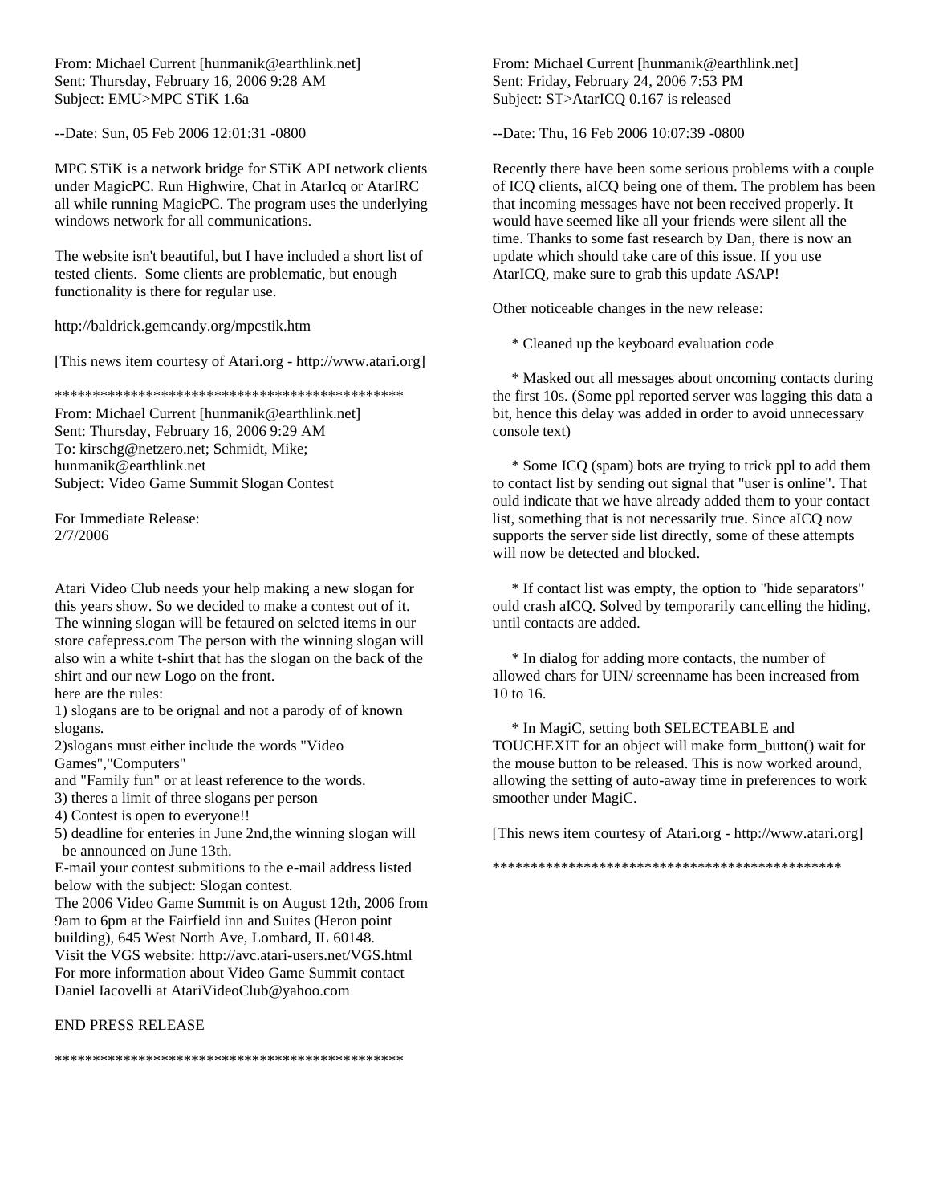From: Michael Current [hunmanik@earthlink.net]
Sent: Thursday, February 16, 2006 9:28 AM
Subject: EMU>MPC STiK 1.6a

--Date: Sun, 05 Feb 2006 12:01:31 -0800

MPC STiK is a network bridge for STiK API network clients under MagicPC. Run Highwire, Chat in AtarIcq or AtarIRC all while running MagicPC. The program uses the underlying windows network for all communications.

The website isn't beautiful, but I have included a short list of tested clients. Some clients are problematic, but enough functionality is there for regular use.

http://baldrick.gemcandy.org/mpcstik.htm

[This news item courtesy of Atari.org - http://www.atari.org]

**********************************************

From: Michael Current [hunmanik@earthlink.net]
Sent: Thursday, February 16, 2006 9:29 AM
To: kirschg@netzero.net; Schmidt, Mike; hunmanik@earthlink.net
Subject: Video Game Summit Slogan Contest

For Immediate Release:
2/7/2006

Atari Video Club needs your help making a new slogan for this years show. So we decided to make a contest out of it. The winning slogan will be fetaured on selcted items in our store cafepress.com The person with the winning slogan will also win a white t-shirt that has the slogan on the back of the shirt and our new Logo on the front.
here are the rules:
1) slogans are to be orignal and not a parody of of known slogans.
2)slogans must either include the words "Video Games","Computers"
and "Family fun" or at least reference to the words.
3) theres a limit of three slogans per person
4) Contest is open to everyone!!
5) deadline for enteries in June 2nd,the winning slogan will be announced on June 13th.
E-mail your contest submitions to the e-mail address listed below with the subject: Slogan contest.
The 2006 Video Game Summit is on August 12th, 2006 from 9am to 6pm at the Fairfield inn and Suites (Heron point building), 645 West North Ave, Lombard, IL 60148.
Visit the VGS website: http://avc.atari-users.net/VGS.html
For more information about Video Game Summit contact Daniel Iacovelli at AtariVideoClub@yahoo.com

END PRESS RELEASE

**********************************************

From: Michael Current [hunmanik@earthlink.net]
Sent: Friday, February 24, 2006 7:53 PM
Subject: ST>AtarICQ 0.167 is released

--Date: Thu, 16 Feb 2006 10:07:39 -0800

Recently there have been some serious problems with a couple of ICQ clients, aICQ being one of them. The problem has been that incoming messages have not been received properly. It would have seemed like all your friends were silent all the time. Thanks to some fast research by Dan, there is now an update which should take care of this issue. If you use AtarICQ, make sure to grab this update ASAP!

Other noticeable changes in the new release:

* Cleaned up the keyboard evaluation code

* Masked out all messages about oncoming contacts during the first 10s. (Some ppl reported server was lagging this data a bit, hence this delay was added in order to avoid unnecessary console text)

* Some ICQ (spam) bots are trying to trick ppl to add them to contact list by sending out signal that "user is online". That ould indicate that we have already added them to your contact list, something that is not necessarily true. Since aICQ now supports the server side list directly, some of these attempts will now be detected and blocked.

* If contact list was empty, the option to "hide separators" ould crash aICQ. Solved by temporarily cancelling the hiding, until contacts are added.

* In dialog for adding more contacts, the number of allowed chars for UIN/ screenname has been increased from 10 to 16.

* In MagiC, setting both SELECTEABLE and TOUCHEXIT for an object will make form_button() wait for the mouse button to be released. This is now worked around, allowing the setting of auto-away time in preferences to work smoother under MagiC.

[This news item courtesy of Atari.org - http://www.atari.org]

**********************************************